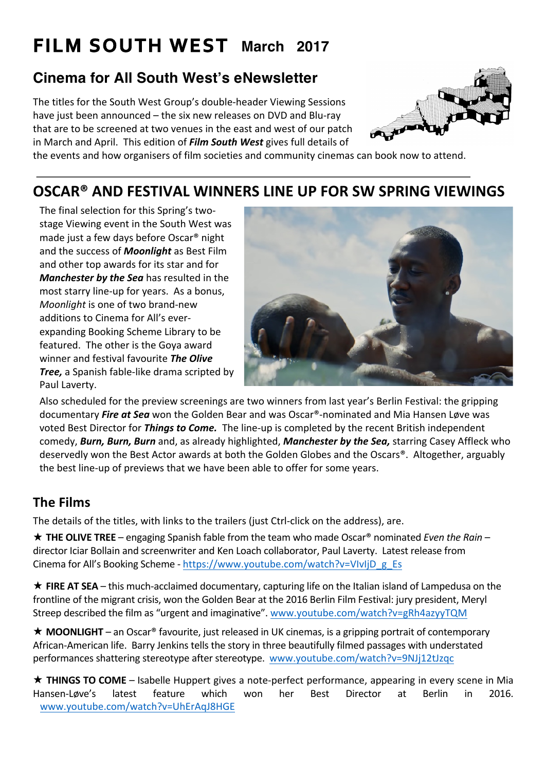# FILM SOUTH WEST March 2017

## Cinema for All South West's eNewsletter

The titles for the South West Group's double-header Viewing Sessions have just been announced – the six new releases on DVD and Blu-ray that are to be screened at two venues in the east and west of our patch in March and April. This edition of ***Film South West*** gives full details of the events and how organisers of film societies and community cinemas can book now to attend.

## OSCAR® AND FESTIVAL WINNERS LINE UP FOR SW SPRING VIEWINGS

The final selection for this Spring's two-stage Viewing event in the South West was made just a few days before Oscar® night and the success of ***Moonlight*** as Best Film and other top awards for its star and for ***Manchester by the Sea*** has resulted in the most starry line-up for years. As a bonus, *Moonlight* is one of two brand-new additions to Cinema for All's ever-expanding Booking Scheme Library to be featured. The other is the Goya award winner and festival favourite ***The Olive Tree,*** a Spanish fable-like drama scripted by Paul Laverty.

Also scheduled for the preview screenings are two winners from last year's Berlin Festival: the gripping documentary ***Fire at Sea*** won the Golden Bear and was Oscar®-nominated and Mia Hansen Løve was voted Best Director for ***Things to Come.*** The line-up is completed by the recent British independent comedy, ***Burn, Burn, Burn*** and, as already highlighted, ***Manchester by the Sea,*** starring Casey Affleck who deservedly won the Best Actor awards at both the Golden Globes and the Oscars®. Altogether, arguably the best line-up of previews that we have been able to offer for some years.

### The Films

The details of the titles, with links to the trailers (just Ctrl-click on the address), are.

★ **THE OLIVE TREE** – engaging Spanish fable from the team who made Oscar® nominated *Even the Rain* – director Iciar Bollain and screenwriter and Ken Loach collaborator, Paul Laverty. Latest release from Cinema for All's Booking Scheme - https://www.youtube.com/watch?v=VlvIjD_g_Es

★ **FIRE AT SEA** – this much-acclaimed documentary, capturing life on the Italian island of Lampedusa on the frontline of the migrant crisis, won the Golden Bear at the 2016 Berlin Film Festival: jury president, Meryl Streep described the film as "urgent and imaginative". www.youtube.com/watch?v=gRh4azyyTQM

★ **MOONLIGHT** – an Oscar® favourite, just released in UK cinemas, is a gripping portrait of contemporary African-American life. Barry Jenkins tells the story in three beautifully filmed passages with understated performances shattering stereotype after stereotype. www.youtube.com/watch?v=9NJj12tJzqc

★ **THINGS TO COME** – Isabelle Huppert gives a note-perfect performance, appearing in every scene in Mia Hansen-Løve's latest feature which won her Best Director at Berlin in 2016. www.youtube.com/watch?v=UhErAqJ8HGE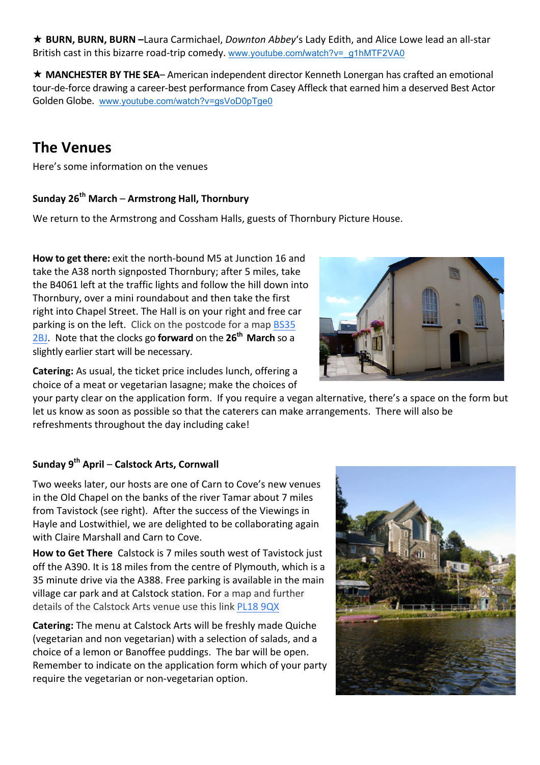★ **BURN, BURN, BURN** –Laura Carmichael, *Downton Abbey*'s Lady Edith, and Alice Lowe lead an all-star British cast in this bizarre road-trip comedy. www.youtube.com/watch?v=_g1hMTF2VA0

★ **MANCHESTER BY THE SEA**– American independent director Kenneth Lonergan has crafted an emotional tour-de-force drawing a career-best performance from Casey Affleck that earned him a deserved Best Actor Golden Globe. www.youtube.com/watch?v=gsVoD0pTge0

## The Venues

Here's some information on the venues

### Sunday 26th March – Armstrong Hall, Thornbury

We return to the Armstrong and Cossham Halls, guests of Thornbury Picture House.

**How to get there:** exit the north-bound M5 at Junction 16 and take the A38 north signposted Thornbury; after 5 miles, take the B4061 left at the traffic lights and follow the hill down into Thornbury, over a mini roundabout and then take the first right into Chapel Street. The Hall is on your right and free car parking is on the left. Click on the postcode for a map BS35 2BJ. Note that the clocks go **forward** on the **26th March** so a slightly earlier start will be necessary.

**Catering:** As usual, the ticket price includes lunch, offering a choice of a meat or vegetarian lasagne; make the choices of your party clear on the application form. If you require a vegan alternative, there's a space on the form but let us know as soon as possible so that the caterers can make arrangements. There will also be refreshments throughout the day including cake!

### Sunday 9th April – Calstock Arts, Cornwall

Two weeks later, our hosts are one of Carn to Cove's new venues in the Old Chapel on the banks of the river Tamar about 7 miles from Tavistock (see right). After the success of the Viewings in Hayle and Lostwithiel, we are delighted to be collaborating again with Claire Marshall and Carn to Cove.

**How to Get There** Calstock is 7 miles south west of Tavistock just off the A390. It is 18 miles from the centre of Plymouth, which is a 35 minute drive via the A388. Free parking is available in the main village car park and at Calstock station. For a map and further details of the Calstock Arts venue use this link PL18 9QX

**Catering:** The menu at Calstock Arts will be freshly made Quiche (vegetarian and non vegetarian) with a selection of salads, and a choice of a lemon or Banoffee puddings. The bar will be open. Remember to indicate on the application form which of your party require the vegetarian or non-vegetarian option.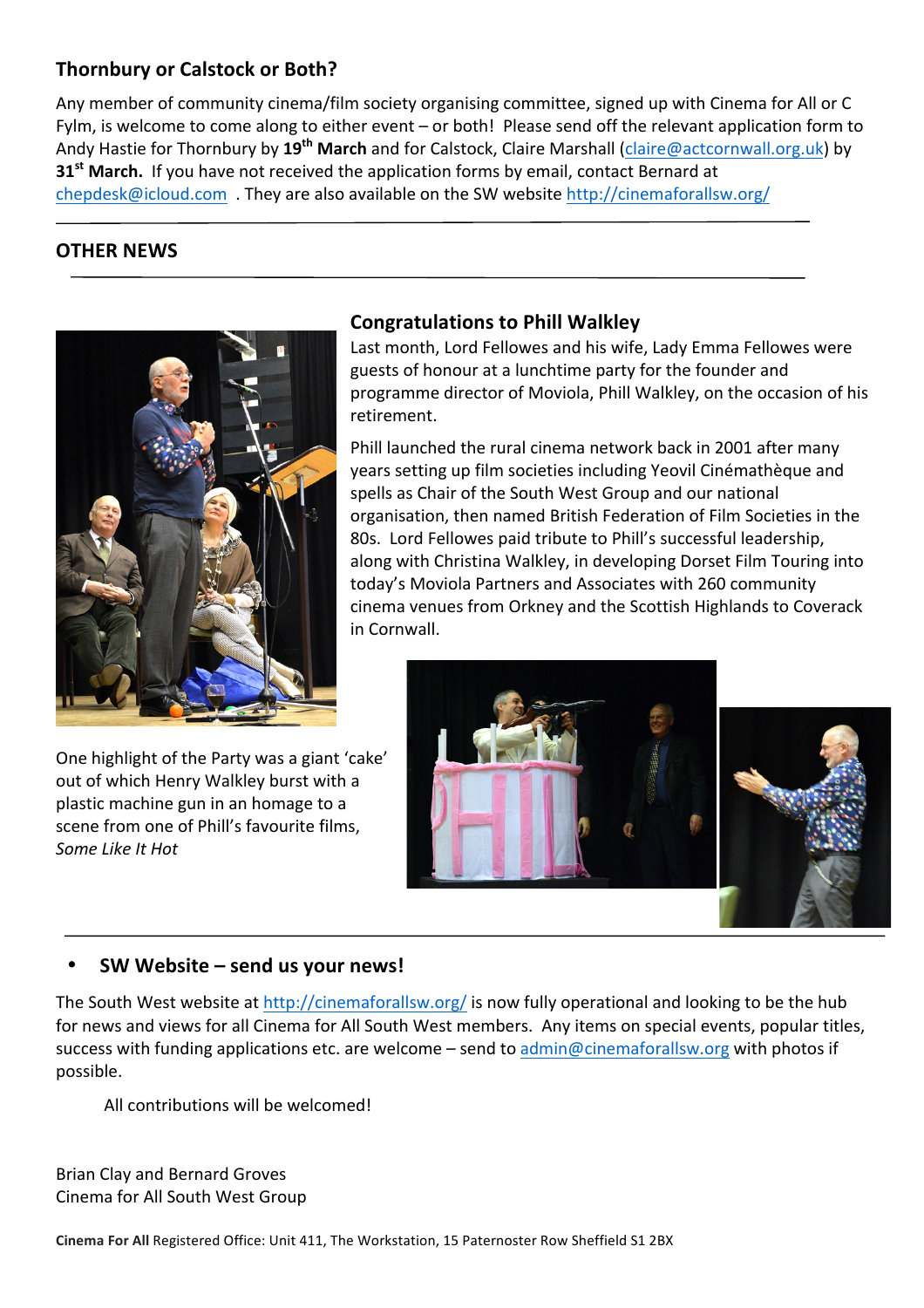## Thornbury or Calstock or Both?

Any member of community cinema/film society organising committee, signed up with Cinema for All or C Fylm, is welcome to come along to either event – or both! Please send off the relevant application form to Andy Hastie for Thornbury by **19th March** and for Calstock, Claire Marshall (claire@actcornwall.org.uk) by **31st March.** If you have not received the application forms by email, contact Bernard at chepdesk@icloud.com . They are also available on the SW website http://cinemaforallsw.org/

## OTHER NEWS

### Congratulations to Phill Walkley

Last month, Lord Fellowes and his wife, Lady Emma Fellowes were guests of honour at a lunchtime party for the founder and programme director of Moviola, Phill Walkley, on the occasion of his retirement.

Phill launched the rural cinema network back in 2001 after many years setting up film societies including Yeovil Cinémathèque and spells as Chair of the South West Group and our national organisation, then named British Federation of Film Societies in the 80s. Lord Fellowes paid tribute to Phill's successful leadership, along with Christina Walkley, in developing Dorset Film Touring into today's Moviola Partners and Associates with 260 community cinema venues from Orkney and the Scottish Highlands to Coverack in Cornwall.

One highlight of the Party was a giant 'cake' out of which Henry Walkley burst with a plastic machine gun in an homage to a scene from one of Phill's favourite films, *Some Like It Hot*

- **SW Website – send us your news!**

The South West website at http://cinemaforallsw.org/ is now fully operational and looking to be the hub for news and views for all Cinema for All South West members. Any items on special events, popular titles, success with funding applications etc. are welcome – send to admin@cinemaforallsw.org with photos if possible.

All contributions will be welcomed!

Brian Clay and Bernard Groves
Cinema for All South West Group

**Cinema For All** Registered Office: Unit 411, The Workstation, 15 Paternoster Row Sheffield S1 2BX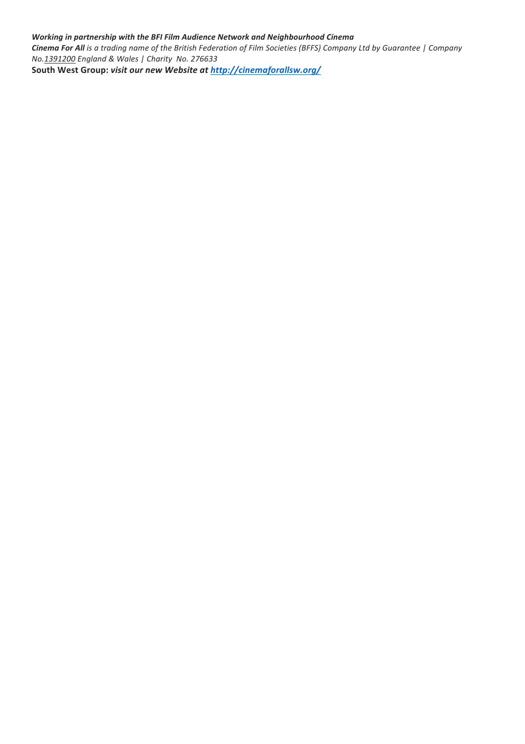***Working in partnership with the BFI Film Audience Network and Neighbourhood Cinema***
***Cinema For All*** *is a trading name of the British Federation of Film Societies (BFFS) Company Ltd by Guarantee | Company No.1391200 England & Wales | Charity No. 276633*
**South West Group:** ***visit our new Website at [http://cinemaforallsw.org/](http://cinemaforallsw.org/)***